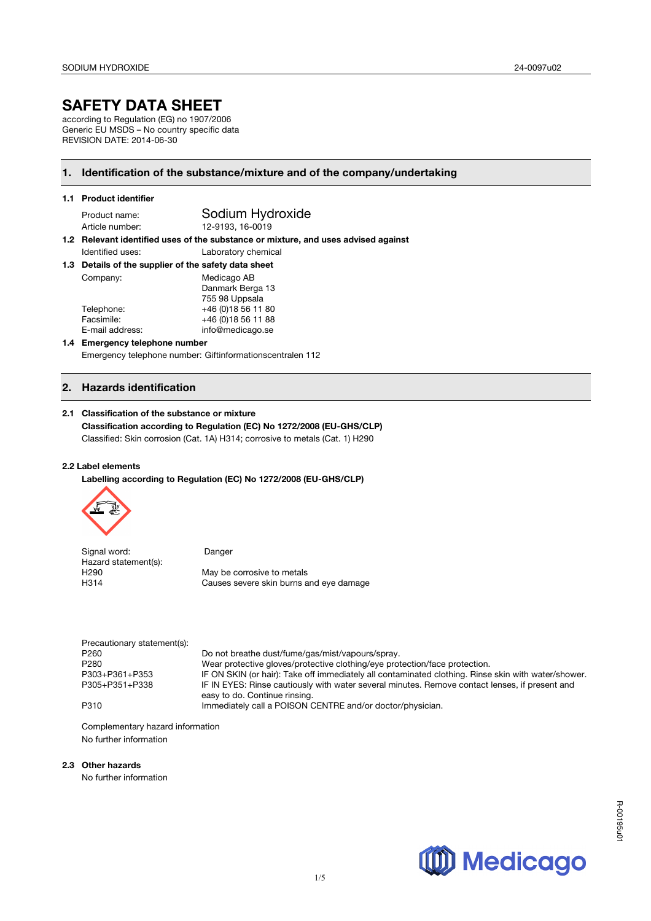# SAFETY DATA SHEET

according to Regulation (EG) no 1907/2006
Generic EU MSDS – No country specific data
REVISION DATE: 2014-06-30

## 1. Identification of the substance/mixture and of the company/undertaking

### 1.1 Product identifier

| | |
|---|---|
| Product name: | Sodium Hydroxide |
| Article number: | 12-9193, 16-0019 |

### 1.2 Relevant identified uses of the substance or mixture, and uses advised against

| | |
|---|---|
| Identified uses: | Laboratory chemical |

### 1.3 Details of the supplier of the safety data sheet

| | |
|---|---|
| Company: | Medicago AB<br>Danmark Berga 13<br>755 98 Uppsala |
| Telephone: | +46 (0)18 56 11 80 |
| Facsimile: | +46 (0)18 56 11 88 |
| E-mail address: | info@medicago.se |

### 1.4 Emergency telephone number

Emergency telephone number: Giftinformationscentralen 112

## 2. Hazards identification

### 2.1 Classification of the substance or mixture

**Classification according to Regulation (EC) No 1272/2008 (EU-GHS/CLP)**

Classified: Skin corrosion (Cat. 1A) H314; corrosive to metals (Cat. 1) H290

### 2.2 Label elements

**Labelling according to Regulation (EC) No 1272/2008 (EU-GHS/CLP)**

| | |
|---|---|
| Signal word: | Danger |
| Hazard statement(s): | |
| H290 | May be corrosive to metals |
| H314 | Causes severe skin burns and eye damage |

| | |
|---|---|
| Precautionary statement(s): | |
| P260 | Do not breathe dust/fume/gas/mist/vapours/spray. |
| P280 | Wear protective gloves/protective clothing/eye protection/face protection. |
| P303+P361+P353 | IF ON SKIN (or hair): Take off immediately all contaminated clothing. Rinse skin with water/shower. |
| P305+P351+P338 | IF IN EYES: Rinse cautiously with water several minutes. Remove contact lenses, if present and easy to do. Continue rinsing. |
| P310 | Immediately call a POISON CENTRE and/or doctor/physician. |

Complementary hazard information

No further information

### 2.3 Other hazards

No further information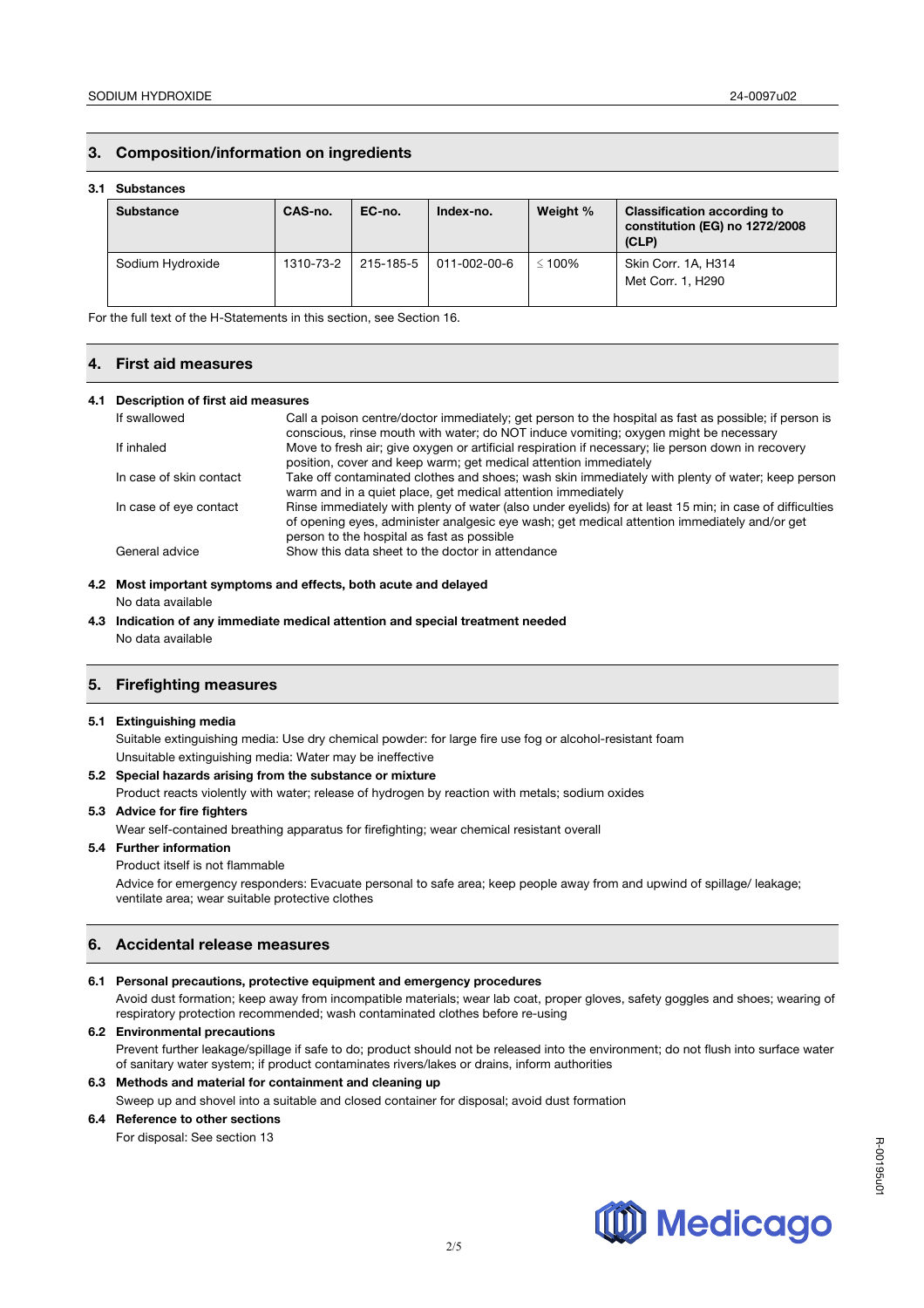## 3. Composition/information on ingredients

### 3.1 Substances

| Substance | CAS-no. | EC-no. | Index-no. | Weight % | Classification according to constitution (EG) no 1272/2008 (CLP) |
|---|---|---|---|---|---|
| Sodium Hydroxide | 1310-73-2 | 215-185-5 | 011-002-00-6 | ≤ 100% | Skin Corr. 1A, H314<br>Met Corr. 1, H290 |

For the full text of the H-Statements in this section, see Section 16.

## 4. First aid measures

### 4.1 Description of first aid measures

| | |
|---|---|
| If swallowed | Call a poison centre/doctor immediately; get person to the hospital as fast as possible; if person is conscious, rinse mouth with water; do NOT induce vomiting; oxygen might be necessary |
| If inhaled | Move to fresh air; give oxygen or artificial respiration if necessary; lie person down in recovery position, cover and keep warm; get medical attention immediately |
| In case of skin contact | Take off contaminated clothes and shoes; wash skin immediately with plenty of water; keep person warm and in a quiet place, get medical attention immediately |
| In case of eye contact | Rinse immediately with plenty of water (also under eyelids) for at least 15 min; in case of difficulties of opening eyes, administer analgesic eye wash; get medical attention immediately and/or get person to the hospital as fast as possible |
| General advice | Show this data sheet to the doctor in attendance |

### 4.2 Most important symptoms and effects, both acute and delayed

No data available

### 4.3 Indication of any immediate medical attention and special treatment needed

No data available

## 5. Firefighting measures

### 5.1 Extinguishing media

Suitable extinguishing media: Use dry chemical powder: for large fire use fog or alcohol-resistant foam

Unsuitable extinguishing media: Water may be ineffective

### 5.2 Special hazards arising from the substance or mixture

Product reacts violently with water; release of hydrogen by reaction with metals; sodium oxides

### 5.3 Advice for fire fighters

Wear self-contained breathing apparatus for firefighting; wear chemical resistant overall

### 5.4 Further information

Product itself is not flammable

Advice for emergency responders: Evacuate personal to safe area; keep people away from and upwind of spillage/ leakage; ventilate area; wear suitable protective clothes

## 6. Accidental release measures

### 6.1 Personal precautions, protective equipment and emergency procedures

Avoid dust formation; keep away from incompatible materials; wear lab coat, proper gloves, safety goggles and shoes; wearing of respiratory protection recommended; wash contaminated clothes before re-using

### 6.2 Environmental precautions

Prevent further leakage/spillage if safe to do; product should not be released into the environment; do not flush into surface water of sanitary water system; if product contaminates rivers/lakes or drains, inform authorities

### 6.3 Methods and material for containment and cleaning up

Sweep up and shovel into a suitable and closed container for disposal; avoid dust formation

### 6.4 Reference to other sections

For disposal: See section 13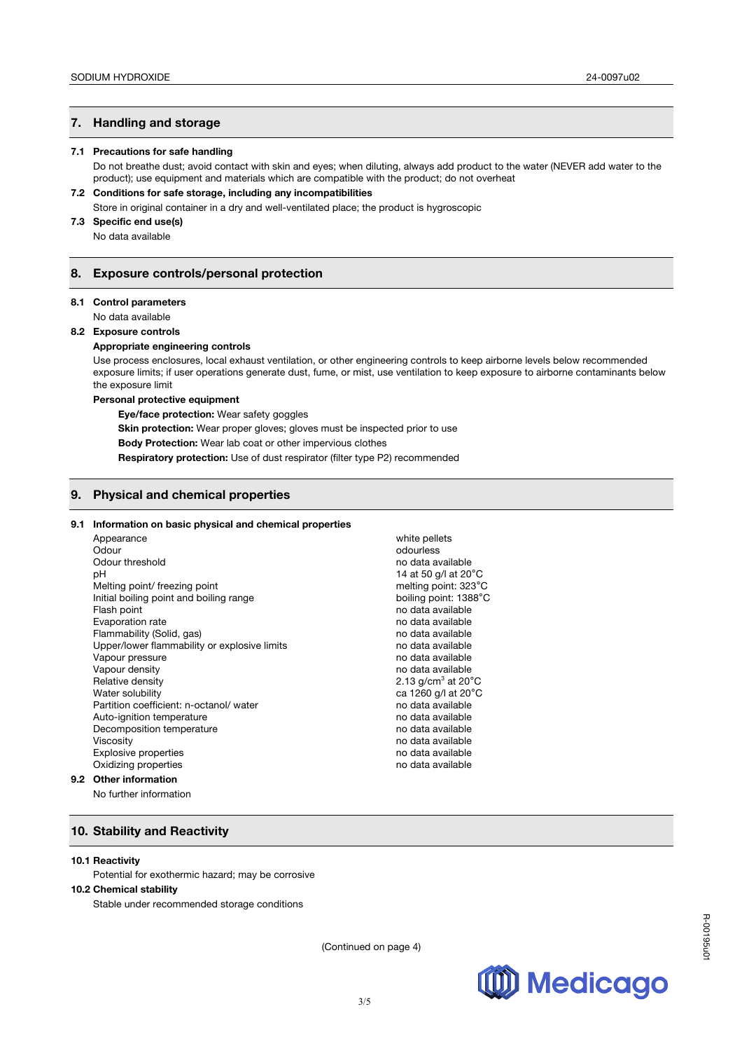## 7. Handling and storage

**7.1 Precautions for safe handling**

Do not breathe dust; avoid contact with skin and eyes; when diluting, always add product to the water (NEVER add water to the product); use equipment and materials which are compatible with the product; do not overheat

**7.2 Conditions for safe storage, including any incompatibilities**

Store in original container in a dry and well-ventilated place; the product is hygroscopic

**7.3 Specific end use(s)**

No data available

## 8. Exposure controls/personal protection

**8.1 Control parameters**

No data available

**8.2 Exposure controls**

**Appropriate engineering controls**

Use process enclosures, local exhaust ventilation, or other engineering controls to keep airborne levels below recommended exposure limits; if user operations generate dust, fume, or mist, use ventilation to keep exposure to airborne contaminants below the exposure limit

**Personal protective equipment**

**Eye/face protection:** Wear safety goggles

**Skin protection:** Wear proper gloves; gloves must be inspected prior to use

**Body Protection:** Wear lab coat or other impervious clothes

**Respiratory protection:** Use of dust respirator (filter type P2) recommended

## 9. Physical and chemical properties

**9.1 Information on basic physical and chemical properties**

| Property | Value |
|---|---|
| Appearance | white pellets |
| Odour | odourless |
| Odour threshold | no data available |
| pH | 14 at 50 g/l at 20°C |
| Melting point/ freezing point | melting point: 323°C |
| Initial boiling point and boiling range | boiling point: 1388°C |
| Flash point | no data available |
| Evaporation rate | no data available |
| Flammability (Solid, gas) | no data available |
| Upper/lower flammability or explosive limits | no data available |
| Vapour pressure | no data available |
| Vapour density | no data available |
| Relative density | 2.13 g/cm$^3$ at 20°C |
| Water solubility | ca 1260 g/l at 20°C |
| Partition coefficient: n-octanol/ water | no data available |
| Auto-ignition temperature | no data available |
| Decomposition temperature | no data available |
| Viscosity | no data available |
| Explosive properties | no data available |
| Oxidizing properties | no data available |

**9.2 Other information**

No further information

## 10. Stability and Reactivity

**10.1 Reactivity**

Potential for exothermic hazard; may be corrosive

**10.2 Chemical stability**

Stable under recommended storage conditions

(Continued on page 4)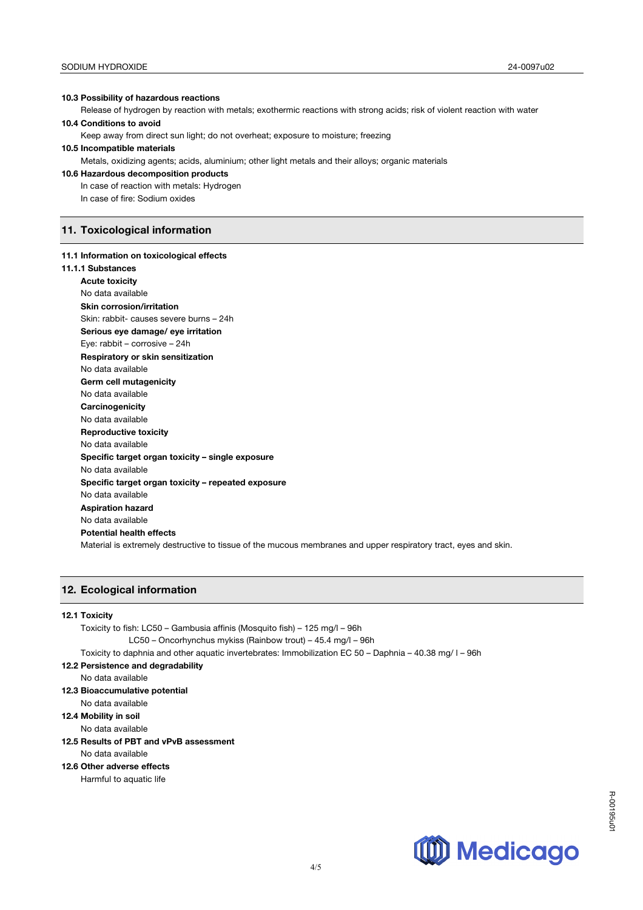**10.3 Possibility of hazardous reactions**

Release of hydrogen by reaction with metals; exothermic reactions with strong acids; risk of violent reaction with water

**10.4 Conditions to avoid**

Keep away from direct sun light; do not overheat; exposure to moisture; freezing

**10.5 Incompatible materials**

Metals, oxidizing agents; acids, aluminium; other light metals and their alloys; organic materials

**10.6 Hazardous decomposition products**

In case of reaction with metals: Hydrogen

In case of fire: Sodium oxides

## 11. Toxicological information

**11.1 Information on toxicological effects**

**11.1.1 Substances**

**Acute toxicity**

No data available

**Skin corrosion/irritation**

Skin: rabbit- causes severe burns – 24h

**Serious eye damage/ eye irritation**

Eye: rabbit – corrosive – 24h

**Respiratory or skin sensitization**

No data available

**Germ cell mutagenicity**

No data available

**Carcinogenicity**

No data available

**Reproductive toxicity**

No data available

**Specific target organ toxicity – single exposure**

No data available

**Specific target organ toxicity – repeated exposure**

No data available

**Aspiration hazard**

No data available

**Potential health effects**

Material is extremely destructive to tissue of the mucous membranes and upper respiratory tract, eyes and skin.

## 12. Ecological information

**12.1 Toxicity**

Toxicity to fish: LC50 – Gambusia affinis (Mosquito fish) – 125 mg/l – 96h

LC50 – Oncorhynchus mykiss (Rainbow trout) – 45.4 mg/l – 96h

Toxicity to daphnia and other aquatic invertebrates: Immobilization EC 50 – Daphnia – 40.38 mg/ l – 96h

**12.2 Persistence and degradability**

No data available

**12.3 Bioaccumulative potential**

No data available

**12.4 Mobility in soil**

No data available

**12.5 Results of PBT and vPvB assessment**

No data available

**12.6 Other adverse effects**

Harmful to aquatic life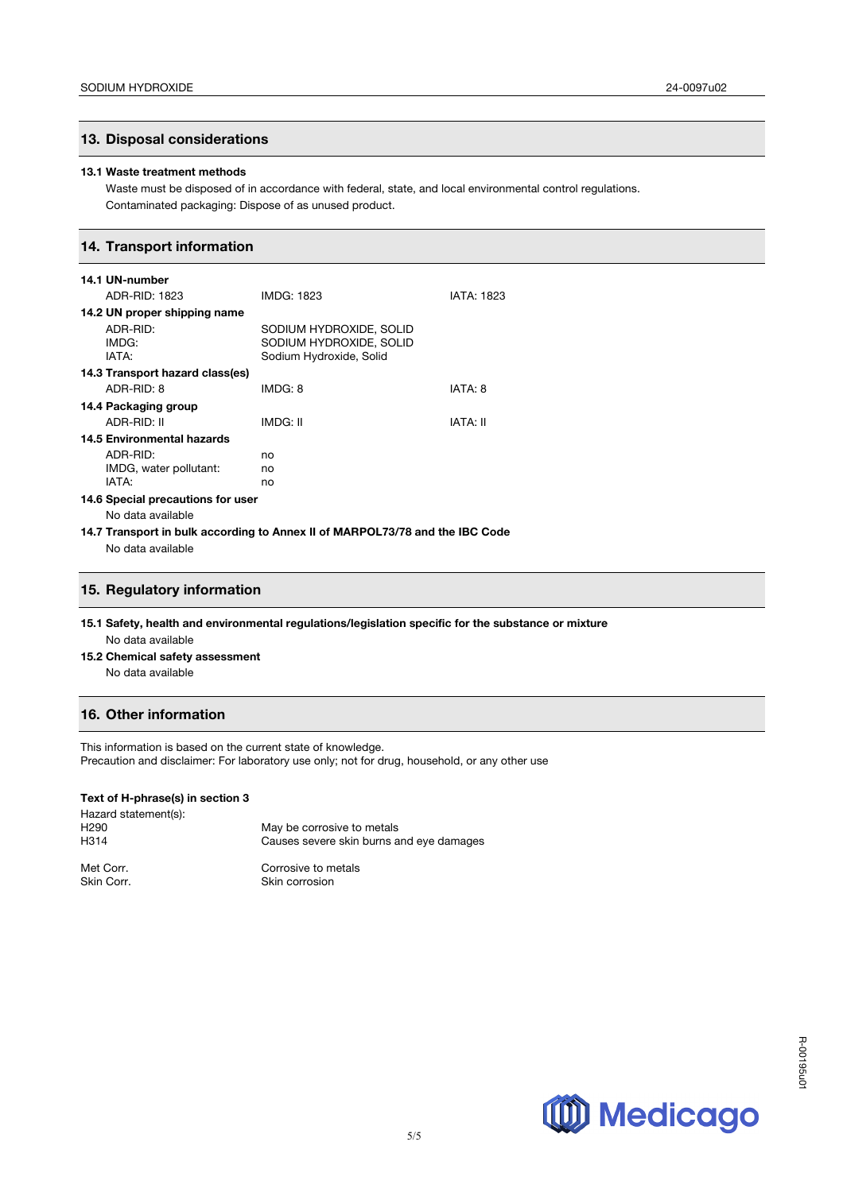## 13. Disposal considerations

### 13.1 Waste treatment methods

Waste must be disposed of in accordance with federal, state, and local environmental control regulations.
Contaminated packaging: Dispose of as unused product.

## 14. Transport information

| | | |
|---|---|---|
| **14.1 UN-number** | | |
| ADR-RID: 1823 | IMDG: 1823 | IATA: 1823 |
| **14.2 UN proper shipping name** | | |
| ADR-RID: | SODIUM HYDROXIDE, SOLID | |
| IMDG: | SODIUM HYDROXIDE, SOLID | |
| IATA: | Sodium Hydroxide, Solid | |
| **14.3 Transport hazard class(es)** | | |
| ADR-RID: 8 | IMDG: 8 | IATA: 8 |
| **14.4 Packaging group** | | |
| ADR-RID: II | IMDG: II | IATA: II |
| **14.5 Environmental hazards** | | |
| ADR-RID: | no | |
| IMDG, water pollutant: | no | |
| IATA: | no | |

### 14.6 Special precautions for user

No data available

### 14.7 Transport in bulk according to Annex II of MARPOL73/78 and the IBC Code

No data available

## 15. Regulatory information

### 15.1 Safety, health and environmental regulations/legislation specific for the substance or mixture

No data available

### 15.2 Chemical safety assessment

No data available

## 16. Other information

This information is based on the current state of knowledge.
Precaution and disclaimer: For laboratory use only; not for drug, household, or any other use

**Text of H-phrase(s) in section 3**

| | |
|---|---|
| Hazard statement(s): | |
| H290 | May be corrosive to metals |
| H314 | Causes severe skin burns and eye damages |
| | |
| Met Corr. | Corrosive to metals |
| Skin Corr. | Skin corrosion |

R-00195u01

Medicago